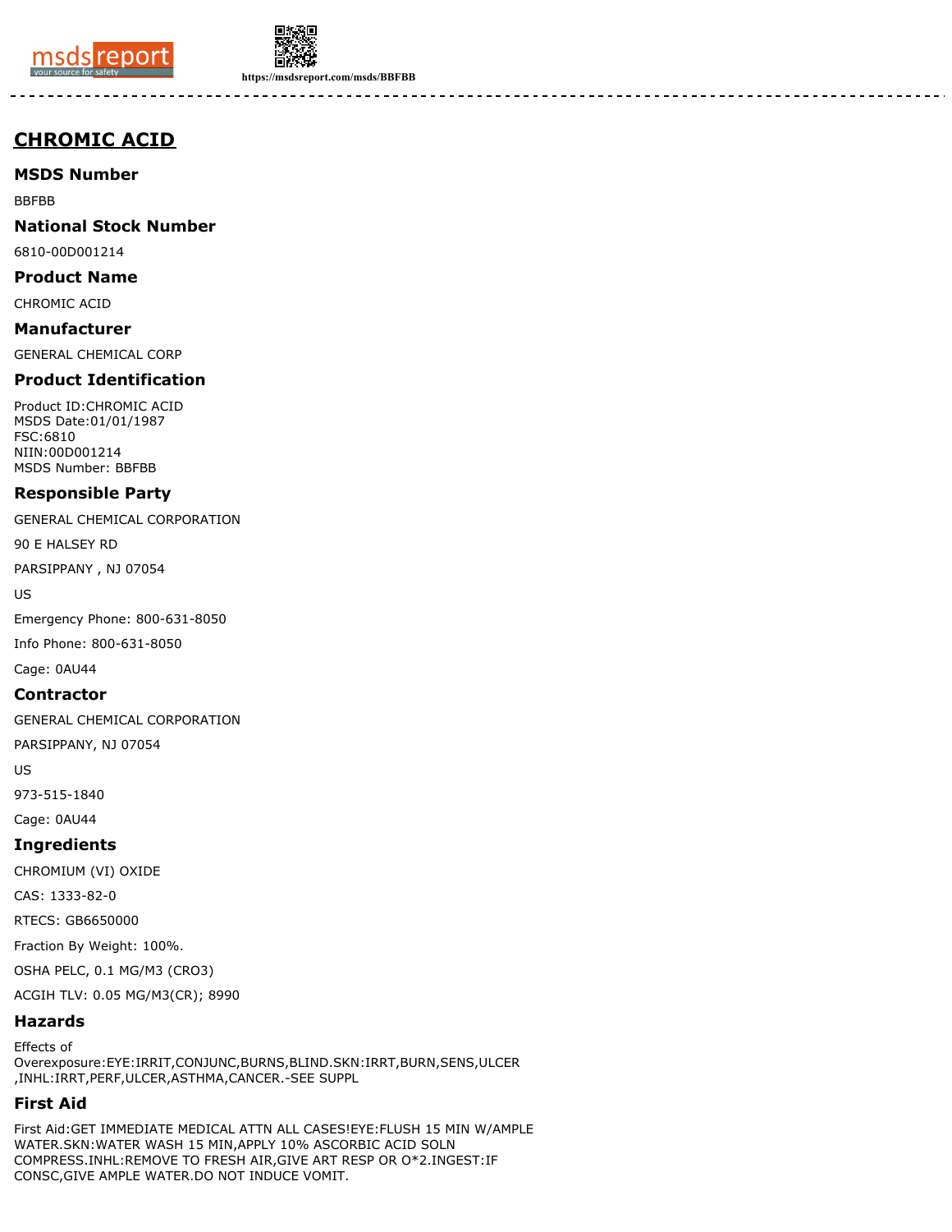# CHROMIC ACID

## MSDS Number

BBFBB

## National Stock Number

6810-00D001214

## Product Name

CHROMIC ACID

## Manufacturer

GENERAL CHEMICAL CORP

## Product Identification

Product ID:CHROMIC ACID
MSDS Date:01/01/1987
FSC:6810
NIIN:00D001214
MSDS Number: BBFBB

## Responsible Party

GENERAL CHEMICAL CORPORATION

90 E HALSEY RD

PARSIPPANY , NJ 07054

US

Emergency Phone: 800-631-8050

Info Phone: 800-631-8050

Cage: 0AU44

## Contractor

GENERAL CHEMICAL CORPORATION

PARSIPPANY, NJ 07054

US

973-515-1840

Cage: 0AU44

## Ingredients

CHROMIUM (VI) OXIDE

CAS: 1333-82-0

RTECS: GB6650000

Fraction By Weight: 100%.

OSHA PELC, 0.1 MG/M3 (CRO3)

ACGIH TLV: 0.05 MG/M3(CR); 8990

## Hazards

Effects of Overexposure:EYE:IRRIT,CONJUNC,BURNS,BLIND.SKN:IRRT,BURN,SENS,ULCER ,INHL:IRRT,PERF,ULCER,ASTHMA,CANCER.-SEE SUPPL

## First Aid

First Aid:GET IMMEDIATE MEDICAL ATTN ALL CASES!EYE:FLUSH 15 MIN W/AMPLE WATER.SKN:WATER WASH 15 MIN,APPLY 10% ASCORBIC ACID SOLN COMPRESS.INHL:REMOVE TO FRESH AIR,GIVE ART RESP OR O*2.INGEST:IF CONSC,GIVE AMPLE WATER.DO NOT INDUCE VOMIT.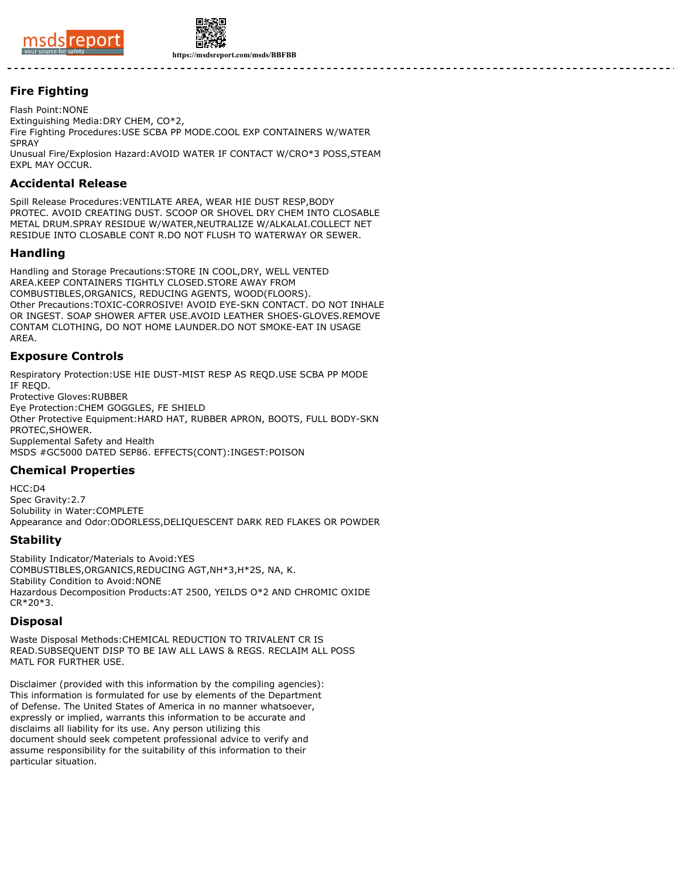## Fire Fighting

Flash Point:NONE
Extinguishing Media:DRY CHEM, CO*2,
Fire Fighting Procedures:USE SCBA PP MODE.COOL EXP CONTAINERS W/WATER SPRAY
Unusual Fire/Explosion Hazard:AVOID WATER IF CONTACT W/CRO*3 POSS,STEAM EXPL MAY OCCUR.

## Accidental Release

Spill Release Procedures:VENTILATE AREA, WEAR HIE DUST RESP,BODY PROTEC. AVOID CREATING DUST. SCOOP OR SHOVEL DRY CHEM INTO CLOSABLE METAL DRUM.SPRAY RESIDUE W/WATER,NEUTRALIZE W/ALKALAI.COLLECT NET RESIDUE INTO CLOSABLE CONT R.DO NOT FLUSH TO WATERWAY OR SEWER.

## Handling

Handling and Storage Precautions:STORE IN COOL,DRY, WELL VENTED AREA.KEEP CONTAINERS TIGHTLY CLOSED.STORE AWAY FROM COMBUSTIBLES,ORGANICS, REDUCING AGENTS, WOOD(FLOORS).
Other Precautions:TOXIC-CORROSIVE! AVOID EYE-SKN CONTACT. DO NOT INHALE OR INGEST. SOAP SHOWER AFTER USE.AVOID LEATHER SHOES-GLOVES.REMOVE CONTAM CLOTHING, DO NOT HOME LAUNDER.DO NOT SMOKE-EAT IN USAGE AREA.

## Exposure Controls

Respiratory Protection:USE HIE DUST-MIST RESP AS REQD.USE SCBA PP MODE IF REQD.
Protective Gloves:RUBBER
Eye Protection:CHEM GOGGLES, FE SHIELD
Other Protective Equipment:HARD HAT, RUBBER APRON, BOOTS, FULL BODY-SKN PROTEC,SHOWER.
Supplemental Safety and Health
MSDS #GC5000 DATED SEP86. EFFECTS(CONT):INGEST:POISON

## Chemical Properties

HCC:D4
Spec Gravity:2.7
Solubility in Water:COMPLETE
Appearance and Odor:ODORLESS,DELIQUESCENT DARK RED FLAKES OR POWDER

## Stability

Stability Indicator/Materials to Avoid:YES
COMBUSTIBLES,ORGANICS,REDUCING AGT,NH*3,H*2S, NA, K.
Stability Condition to Avoid:NONE
Hazardous Decomposition Products:AT 2500, YEILDS O*2 AND CHROMIC OXIDE CR*20*3.

## Disposal

Waste Disposal Methods:CHEMICAL REDUCTION TO TRIVALENT CR IS READ.SUBSEQUENT DISP TO BE IAW ALL LAWS & REGS. RECLAIM ALL POSS MATL FOR FURTHER USE.

Disclaimer (provided with this information by the compiling agencies): This information is formulated for use by elements of the Department of Defense. The United States of America in no manner whatsoever, expressly or implied, warrants this information to be accurate and disclaims all liability for its use. Any person utilizing this document should seek competent professional advice to verify and assume responsibility for the suitability of this information to their particular situation.